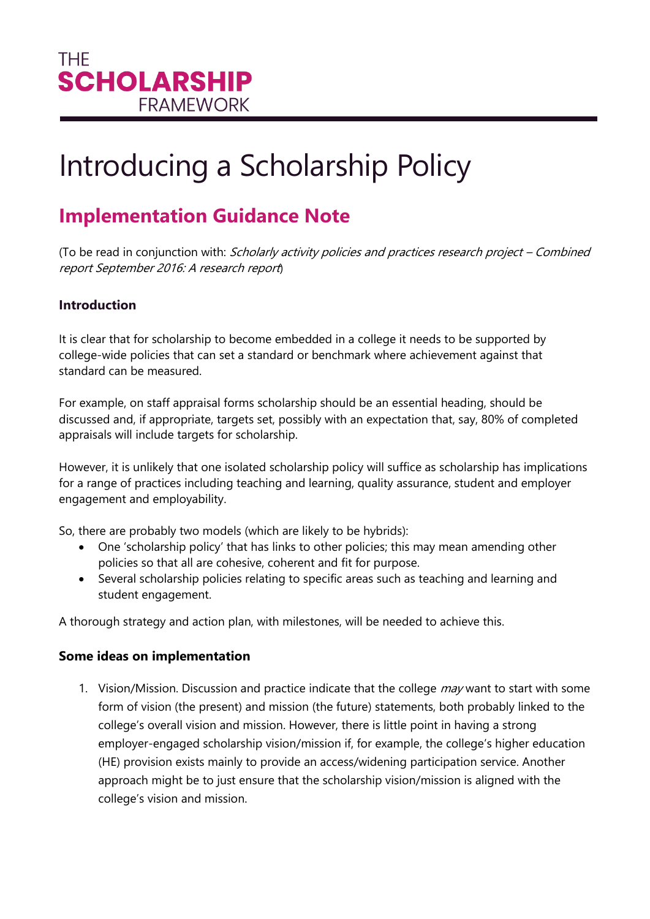THE
**SCHOLARSHIP**
FRAMEWORK

# Introducing a Scholarship Policy

## Implementation Guidance Note

(To be read in conjunction with: *Scholarly activity policies and practices research project – Combined report September 2016: A research report*)

### Introduction

It is clear that for scholarship to become embedded in a college it needs to be supported by college-wide policies that can set a standard or benchmark where achievement against that standard can be measured.

For example, on staff appraisal forms scholarship should be an essential heading, should be discussed and, if appropriate, targets set, possibly with an expectation that, say, 80% of completed appraisals will include targets for scholarship.

However, it is unlikely that one isolated scholarship policy will suffice as scholarship has implications for a range of practices including teaching and learning, quality assurance, student and employer engagement and employability.

So, there are probably two models (which are likely to be hybrids):

- One 'scholarship policy' that has links to other policies; this may mean amending other policies so that all are cohesive, coherent and fit for purpose.
- Several scholarship policies relating to specific areas such as teaching and learning and student engagement.

A thorough strategy and action plan, with milestones, will be needed to achieve this.

### Some ideas on implementation

1. Vision/Mission. Discussion and practice indicate that the college *may* want to start with some form of vision (the present) and mission (the future) statements, both probably linked to the college's overall vision and mission. However, there is little point in having a strong employer-engaged scholarship vision/mission if, for example, the college's higher education (HE) provision exists mainly to provide an access/widening participation service. Another approach might be to just ensure that the scholarship vision/mission is aligned with the college's vision and mission.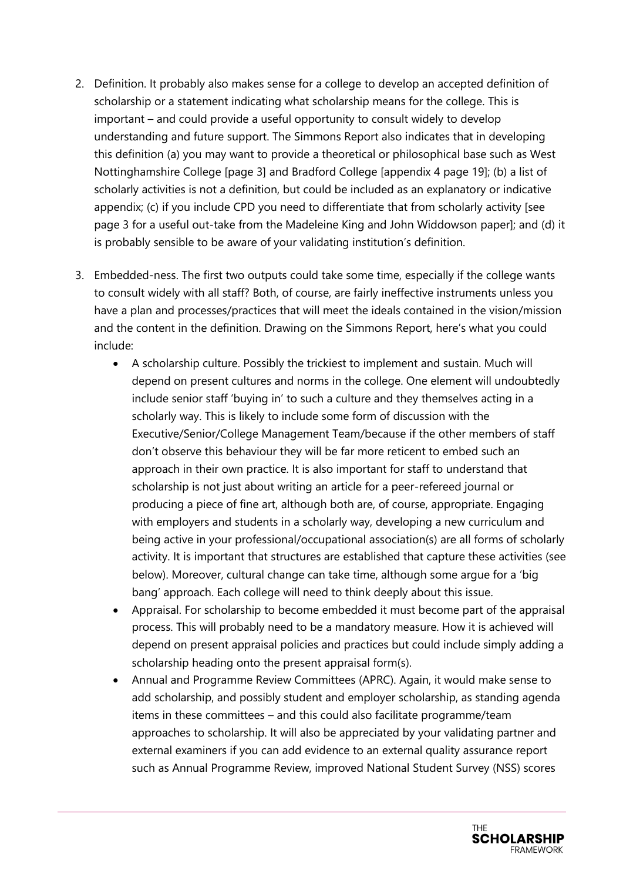2. Definition. It probably also makes sense for a college to develop an accepted definition of scholarship or a statement indicating what scholarship means for the college. This is important – and could provide a useful opportunity to consult widely to develop understanding and future support. The Simmons Report also indicates that in developing this definition (a) you may want to provide a theoretical or philosophical base such as West Nottinghamshire College [page 3] and Bradford College [appendix 4 page 19]; (b) a list of scholarly activities is not a definition, but could be included as an explanatory or indicative appendix; (c) if you include CPD you need to differentiate that from scholarly activity [see page 3 for a useful out-take from the Madeleine King and John Widdowson paper]; and (d) it is probably sensible to be aware of your validating institution's definition.

3. Embedded-ness. The first two outputs could take some time, especially if the college wants to consult widely with all staff? Both, of course, are fairly ineffective instruments unless you have a plan and processes/practices that will meet the ideals contained in the vision/mission and the content in the definition. Drawing on the Simmons Report, here's what you could include:
   - A scholarship culture. Possibly the trickiest to implement and sustain. Much will depend on present cultures and norms in the college. One element will undoubtedly include senior staff 'buying in' to such a culture and they themselves acting in a scholarly way. This is likely to include some form of discussion with the Executive/Senior/College Management Team/because if the other members of staff don't observe this behaviour they will be far more reticent to embed such an approach in their own practice. It is also important for staff to understand that scholarship is not just about writing an article for a peer-refereed journal or producing a piece of fine art, although both are, of course, appropriate. Engaging with employers and students in a scholarly way, developing a new curriculum and being active in your professional/occupational association(s) are all forms of scholarly activity. It is important that structures are established that capture these activities (see below). Moreover, cultural change can take time, although some argue for a 'big bang' approach. Each college will need to think deeply about this issue.
   - Appraisal. For scholarship to become embedded it must become part of the appraisal process. This will probably need to be a mandatory measure. How it is achieved will depend on present appraisal policies and practices but could include simply adding a scholarship heading onto the present appraisal form(s).
   - Annual and Programme Review Committees (APRC). Again, it would make sense to add scholarship, and possibly student and employer scholarship, as standing agenda items in these committees – and this could also facilitate programme/team approaches to scholarship. It will also be appreciated by your validating partner and external examiners if you can add evidence to an external quality assurance report such as Annual Programme Review, improved National Student Survey (NSS) scores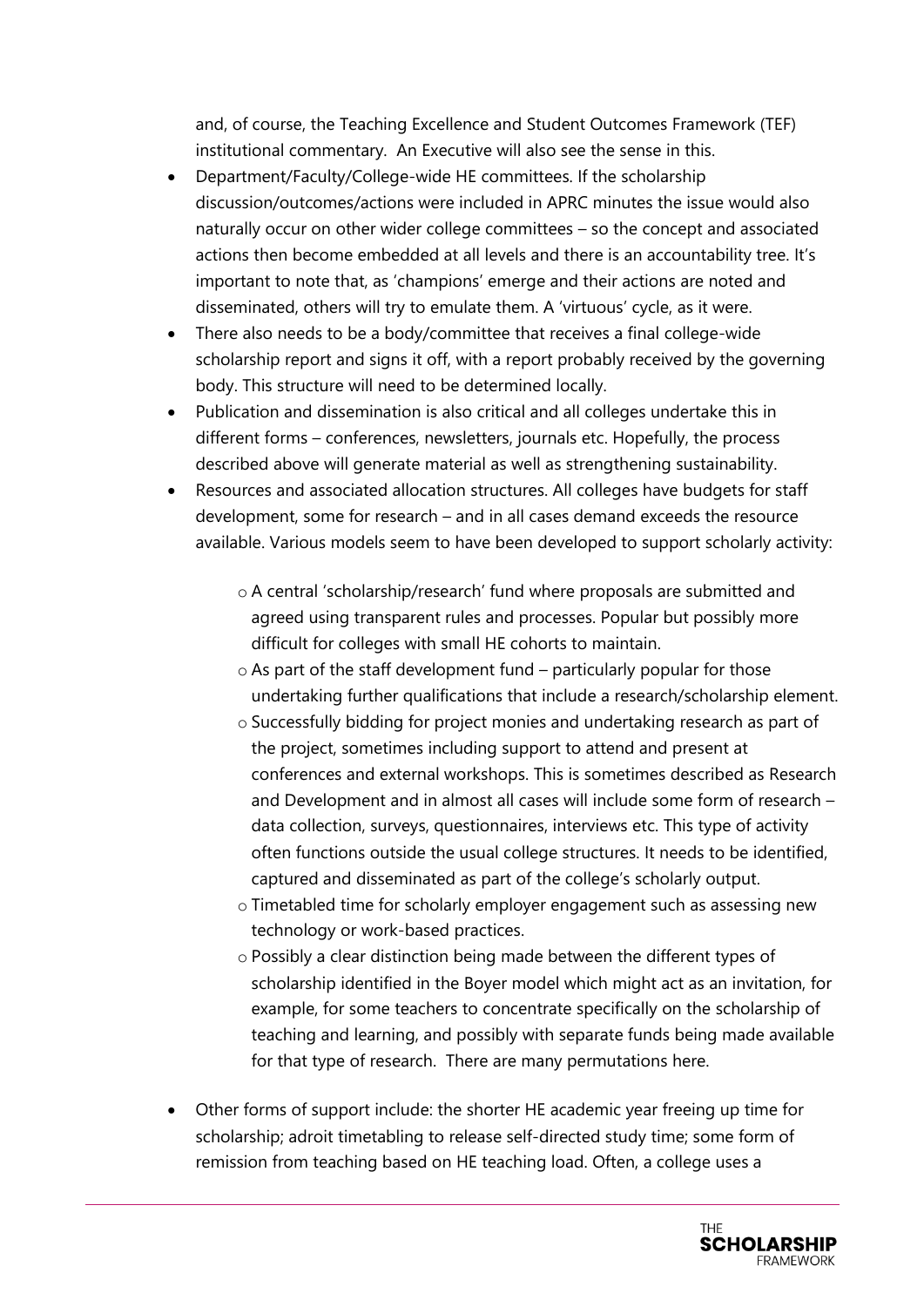and, of course, the Teaching Excellence and Student Outcomes Framework (TEF) institutional commentary. An Executive will also see the sense in this.

- Department/Faculty/College-wide HE committees. If the scholarship discussion/outcomes/actions were included in APRC minutes the issue would also naturally occur on other wider college committees – so the concept and associated actions then become embedded at all levels and there is an accountability tree. It's important to note that, as 'champions' emerge and their actions are noted and disseminated, others will try to emulate them. A 'virtuous' cycle, as it were.
- There also needs to be a body/committee that receives a final college-wide scholarship report and signs it off, with a report probably received by the governing body. This structure will need to be determined locally.
- Publication and dissemination is also critical and all colleges undertake this in different forms – conferences, newsletters, journals etc. Hopefully, the process described above will generate material as well as strengthening sustainability.
- Resources and associated allocation structures. All colleges have budgets for staff development, some for research – and in all cases demand exceeds the resource available. Various models seem to have been developed to support scholarly activity:
    - A central 'scholarship/research' fund where proposals are submitted and agreed using transparent rules and processes. Popular but possibly more difficult for colleges with small HE cohorts to maintain.
    - As part of the staff development fund – particularly popular for those undertaking further qualifications that include a research/scholarship element.
    - Successfully bidding for project monies and undertaking research as part of the project, sometimes including support to attend and present at conferences and external workshops. This is sometimes described as Research and Development and in almost all cases will include some form of research – data collection, surveys, questionnaires, interviews etc. This type of activity often functions outside the usual college structures. It needs to be identified, captured and disseminated as part of the college's scholarly output.
    - Timetabled time for scholarly employer engagement such as assessing new technology or work-based practices.
    - Possibly a clear distinction being made between the different types of scholarship identified in the Boyer model which might act as an invitation, for example, for some teachers to concentrate specifically on the scholarship of teaching and learning, and possibly with separate funds being made available for that type of research. There are many permutations here.
- Other forms of support include: the shorter HE academic year freeing up time for scholarship; adroit timetabling to release self-directed study time; some form of remission from teaching based on HE teaching load. Often, a college uses a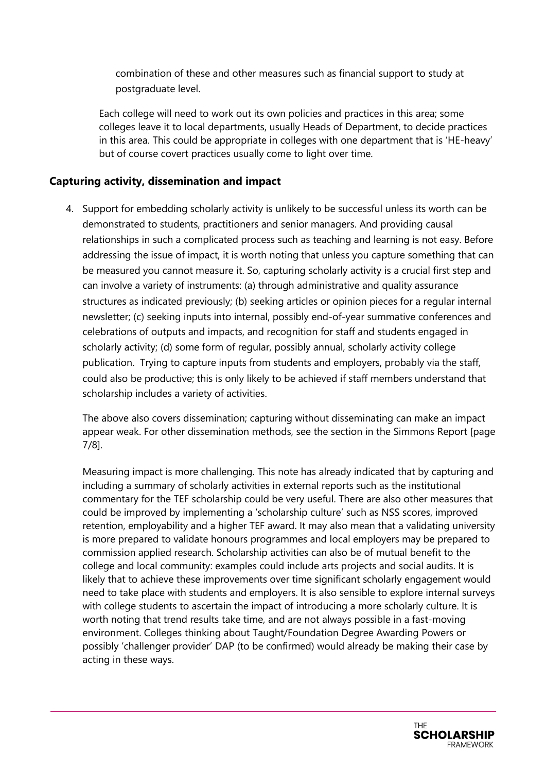combination of these and other measures such as financial support to study at postgraduate level.

Each college will need to work out its own policies and practices in this area; some colleges leave it to local departments, usually Heads of Department, to decide practices in this area. This could be appropriate in colleges with one department that is 'HE-heavy' but of course covert practices usually come to light over time.

## Capturing activity, dissemination and impact

4. Support for embedding scholarly activity is unlikely to be successful unless its worth can be demonstrated to students, practitioners and senior managers. And providing causal relationships in such a complicated process such as teaching and learning is not easy. Before addressing the issue of impact, it is worth noting that unless you capture something that can be measured you cannot measure it. So, capturing scholarly activity is a crucial first step and can involve a variety of instruments: (a) through administrative and quality assurance structures as indicated previously; (b) seeking articles or opinion pieces for a regular internal newsletter; (c) seeking inputs into internal, possibly end-of-year summative conferences and celebrations of outputs and impacts, and recognition for staff and students engaged in scholarly activity; (d) some form of regular, possibly annual, scholarly activity college publication. Trying to capture inputs from students and employers, probably via the staff, could also be productive; this is only likely to be achieved if staff members understand that scholarship includes a variety of activities.

   The above also covers dissemination; capturing without disseminating can make an impact appear weak. For other dissemination methods, see the section in the Simmons Report [page 7/8].

   Measuring impact is more challenging. This note has already indicated that by capturing and including a summary of scholarly activities in external reports such as the institutional commentary for the TEF scholarship could be very useful. There are also other measures that could be improved by implementing a 'scholarship culture' such as NSS scores, improved retention, employability and a higher TEF award. It may also mean that a validating university is more prepared to validate honours programmes and local employers may be prepared to commission applied research. Scholarship activities can also be of mutual benefit to the college and local community: examples could include arts projects and social audits. It is likely that to achieve these improvements over time significant scholarly engagement would need to take place with students and employers. It is also sensible to explore internal surveys with college students to ascertain the impact of introducing a more scholarly culture. It is worth noting that trend results take time, and are not always possible in a fast-moving environment. Colleges thinking about Taught/Foundation Degree Awarding Powers or possibly 'challenger provider' DAP (to be confirmed) would already be making their case by acting in these ways.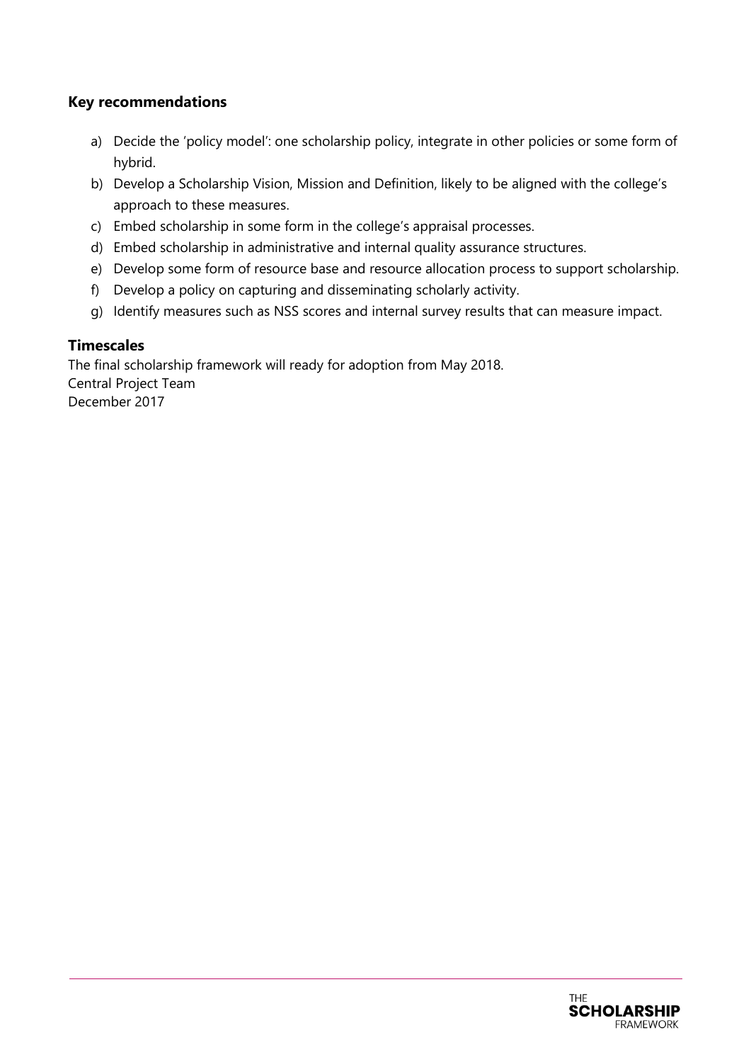### Key recommendations

a) Decide the 'policy model': one scholarship policy, integrate in other policies or some form of hybrid.
b) Develop a Scholarship Vision, Mission and Definition, likely to be aligned with the college's approach to these measures.
c) Embed scholarship in some form in the college's appraisal processes.
d) Embed scholarship in administrative and internal quality assurance structures.
e) Develop some form of resource base and resource allocation process to support scholarship.
f) Develop a policy on capturing and disseminating scholarly activity.
g) Identify measures such as NSS scores and internal survey results that can measure impact.

### Timescales

The final scholarship framework will ready for adoption from May 2018.
Central Project Team
December 2017